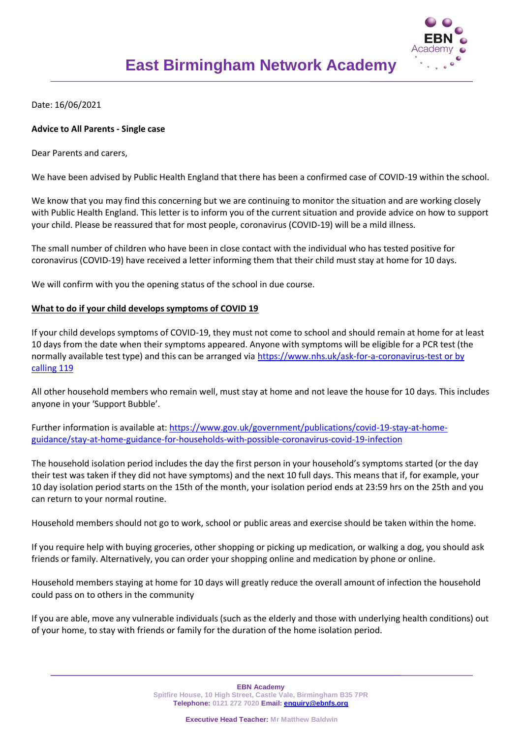# East Birmingham Network Academy

Date: 16/06/2021

**Advice to All Parents - Single case**

Dear Parents and carers,

We have been advised by Public Health England that there has been a confirmed case of COVID-19 within the school.

We know that you may find this concerning but we are continuing to monitor the situation and are working closely with Public Health England. This letter is to inform you of the current situation and provide advice on how to support your child. Please be reassured that for most people, coronavirus (COVID-19) will be a mild illness.

The small number of children who have been in close contact with the individual who has tested positive for coronavirus (COVID-19) have received a letter informing them that their child must stay at home for 10 days.

We will confirm with you the opening status of the school in due course.

**What to do if your child develops symptoms of COVID 19**

If your child develops symptoms of COVID-19, they must not come to school and should remain at home for at least 10 days from the date when their symptoms appeared. Anyone with symptoms will be eligible for a PCR test (the normally available test type) and this can be arranged via https://www.nhs.uk/ask-for-a-coronavirus-test or by calling 119

All other household members who remain well, must stay at home and not leave the house for 10 days. This includes anyone in your 'Support Bubble'.

Further information is available at: https://www.gov.uk/government/publications/covid-19-stay-at-home-guidance/stay-at-home-guidance-for-households-with-possible-coronavirus-covid-19-infection

The household isolation period includes the day the first person in your household's symptoms started (or the day their test was taken if they did not have symptoms) and the next 10 full days. This means that if, for example, your 10 day isolation period starts on the 15th of the month, your isolation period ends at 23:59 hrs on the 25th and you can return to your normal routine.

Household members should not go to work, school or public areas and exercise should be taken within the home.

If you require help with buying groceries, other shopping or picking up medication, or walking a dog, you should ask friends or family. Alternatively, you can order your shopping online and medication by phone or online.

Household members staying at home for 10 days will greatly reduce the overall amount of infection the household could pass on to others in the community

If you are able, move any vulnerable individuals (such as the elderly and those with underlying health conditions) out of your home, to stay with friends or family for the duration of the home isolation period.

**EBN Academy**
Spitfire House, 10 High Street, Castle Vale, Birmingham B35 7PR
**Telephone:** 0121 272 7020 **Email:** enquiry@ebnfs.org

**Executive Head Teacher:** Mr Matthew Baldwin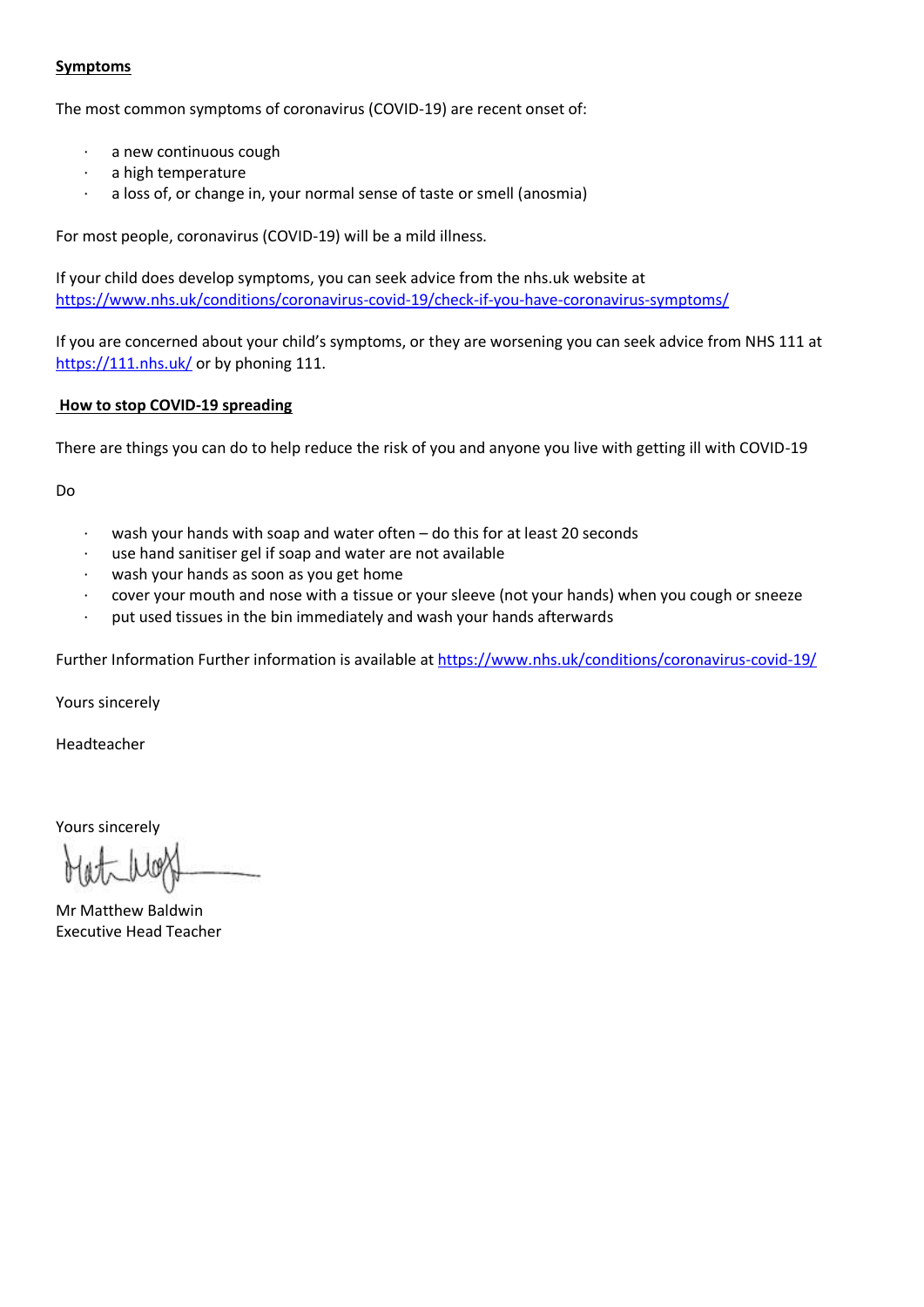**Symptoms**

The most common symptoms of coronavirus (COVID-19) are recent onset of:

- a new continuous cough
- a high temperature
- a loss of, or change in, your normal sense of taste or smell (anosmia)

For most people, coronavirus (COVID-19) will be a mild illness.

If your child does develop symptoms, you can seek advice from the nhs.uk website at https://www.nhs.uk/conditions/coronavirus-covid-19/check-if-you-have-coronavirus-symptoms/

If you are concerned about your child's symptoms, or they are worsening you can seek advice from NHS 111 at https://111.nhs.uk/ or by phoning 111.

**How to stop COVID-19 spreading**

There are things you can do to help reduce the risk of you and anyone you live with getting ill with COVID-19

Do

- wash your hands with soap and water often – do this for at least 20 seconds
- use hand sanitiser gel if soap and water are not available
- wash your hands as soon as you get home
- cover your mouth and nose with a tissue or your sleeve (not your hands) when you cough or sneeze
- put used tissues in the bin immediately and wash your hands afterwards

Further Information Further information is available at https://www.nhs.uk/conditions/coronavirus-covid-19/

Yours sincerely

Headteacher

Yours sincerely

Mr Matthew Baldwin
Executive Head Teacher